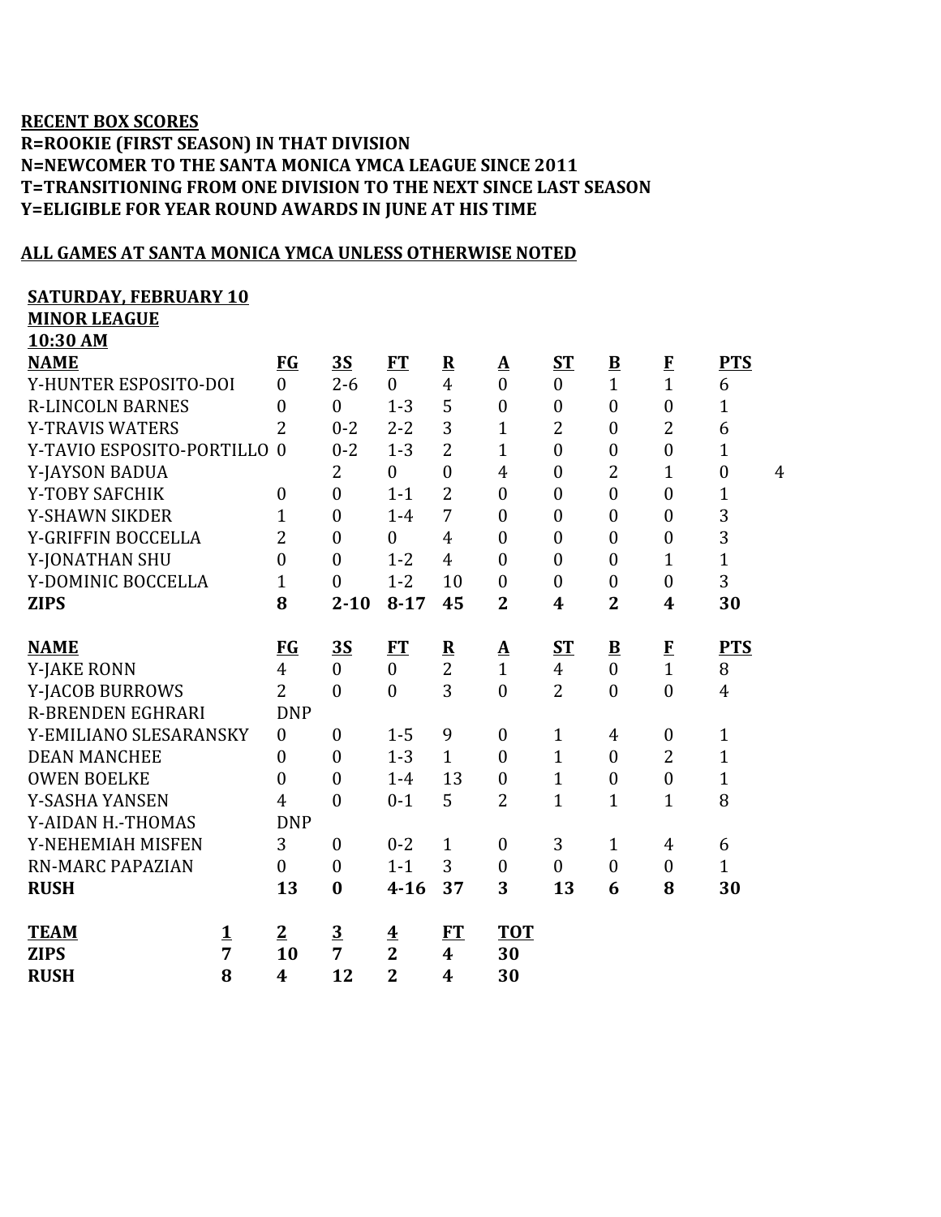**RECENT BOX SCORES**
**R=ROOKIE (FIRST SEASON) IN THAT DIVISION**
**N=NEWCOMER TO THE SANTA MONICA YMCA LEAGUE SINCE 2011**
**T=TRANSITIONING FROM ONE DIVISION TO THE NEXT SINCE LAST SEASON**
**Y=ELIGIBLE FOR YEAR ROUND AWARDS IN JUNE AT HIS TIME**

**ALL GAMES AT SANTA MONICA YMCA UNLESS OTHERWISE NOTED**

**SATURDAY, FEBRUARY 10**
**MINOR LEAGUE**
**10:30 AM**

| NAME | FG | 3S | FT | R | A | ST | B | F | PTS | |
|---|---|---|---|---|---|---|---|---|---|---|
| Y-HUNTER ESPOSITO-DOI | 0 | 2-6 | 0 | 4 | 0 | 0 | 1 | 1 | 6 | |
| R-LINCOLN BARNES | 0 | 0 | 1-3 | 5 | 0 | 0 | 0 | 0 | 1 | |
| Y-TRAVIS WATERS | 2 | 0-2 | 2-2 | 3 | 1 | 2 | 0 | 2 | 6 | |
| Y-TAVIO ESPOSITO-PORTILLO | 0 | 0-2 | 1-3 | 2 | 1 | 0 | 0 | 0 | 1 | |
| Y-JAYSON BADUA | | 2 | 0 | 0 | 4 | 0 | 2 | 1 | 0 | 4 |
| Y-TOBY SAFCHIK | 0 | 0 | 1-1 | 2 | 0 | 0 | 0 | 0 | 1 | |
| Y-SHAWN SIKDER | 1 | 0 | 1-4 | 7 | 0 | 0 | 0 | 0 | 3 | |
| Y-GRIFFIN BOCCELLA | 2 | 0 | 0 | 4 | 0 | 0 | 0 | 0 | 3 | |
| Y-JONATHAN SHU | 0 | 0 | 1-2 | 4 | 0 | 0 | 0 | 1 | 1 | |
| Y-DOMINIC BOCCELLA | 1 | 0 | 1-2 | 10 | 0 | 0 | 0 | 0 | 3 | |
| **ZIPS** | **8** | **2-10** | **8-17** | **45** | **2** | **4** | **2** | **4** | **30** | |

| NAME | FG | 3S | FT | R | A | ST | B | F | PTS |
|---|---|---|---|---|---|---|---|---|---|
| Y-JAKE RONN | 4 | 0 | 0 | 2 | 1 | 4 | 0 | 1 | 8 |
| Y-JACOB BURROWS | 2 | 0 | 0 | 3 | 0 | 2 | 0 | 0 | 4 |
| R-BRENDEN EGHRARI | DNP | | | | | | | | |
| Y-EMILIANO SLESARANSKY | 0 | 0 | 1-5 | 9 | 0 | 1 | 4 | 0 | 1 |
| DEAN MANCHEE | 0 | 0 | 1-3 | 1 | 0 | 1 | 0 | 2 | 1 |
| OWEN BOELKE | 0 | 0 | 1-4 | 13 | 0 | 1 | 0 | 0 | 1 |
| Y-SASHA YANSEN | 4 | 0 | 0-1 | 5 | 2 | 1 | 1 | 1 | 8 |
| Y-AIDAN H.-THOMAS | DNP | | | | | | | | |
| Y-NEHEMIAH MISFEN | 3 | 0 | 0-2 | 1 | 0 | 3 | 1 | 4 | 6 |
| RN-MARC PAPAZIAN | 0 | 0 | 1-1 | 3 | 0 | 0 | 0 | 0 | 1 |
| **RUSH** | **13** | **0** | **4-16** | **37** | **3** | **13** | **6** | **8** | **30** |

| TEAM | 1 | 2 | 3 | 4 | FT | TOT |
|---|---|---|---|---|---|---|
| **ZIPS** | **7** | **10** | **7** | **2** | **4** | **30** |
| **RUSH** | **8** | **4** | **12** | **2** | **4** | **30** |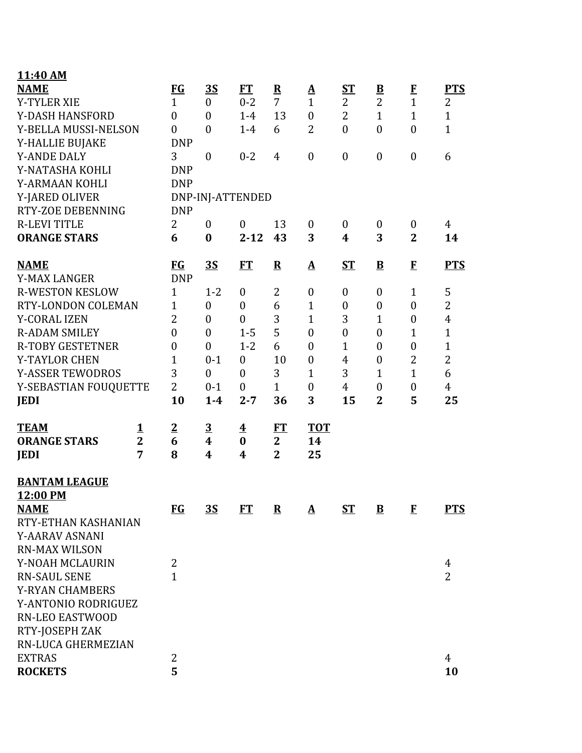**11:40 AM**

| NAME | FG | 3S | FT | R | A | ST | B | F | PTS |
|---|---|---|---|---|---|---|---|---|---|
| Y-TYLER XIE | 1 | 0 | 0-2 | 7 | 1 | 2 | 2 | 1 | 2 |
| Y-DASH HANSFORD | 0 | 0 | 1-4 | 13 | 0 | 2 | 1 | 1 | 1 |
| Y-BELLA MUSSI-NELSON | 0 | 0 | 1-4 | 6 | 2 | 0 | 0 | 0 | 1 |
| Y-HALLIE BUJAKE | DNP | | | | | | | | |
| Y-ANDE DALY | 3 | 0 | 0-2 | 4 | 0 | 0 | 0 | 0 | 6 |
| Y-NATASHA KOHLI | DNP | | | | | | | | |
| Y-ARMAAN KOHLI | DNP | | | | | | | | |
| Y-JARED OLIVER | DNP-INJ-ATTENDED | | | | | | | | |
| RTY-ZOE DEBENNING | DNP | | | | | | | | |
| R-LEVI TITLE | 2 | 0 | 0 | 13 | 0 | 0 | 0 | 0 | 4 |
| **ORANGE STARS** | **6** | **0** | **2-12** | **43** | **3** | **4** | **3** | **2** | **14** |

| NAME | FG | 3S | FT | R | A | ST | B | F | PTS |
|---|---|---|---|---|---|---|---|---|---|
| Y-MAX LANGER | DNP | | | | | | | | |
| R-WESTON KESLOW | 1 | 1-2 | 0 | 2 | 0 | 0 | 0 | 1 | 5 |
| RTY-LONDON COLEMAN | 1 | 0 | 0 | 6 | 1 | 0 | 0 | 0 | 2 |
| Y-CORAL IZEN | 2 | 0 | 0 | 3 | 1 | 3 | 1 | 0 | 4 |
| R-ADAM SMILEY | 0 | 0 | 1-5 | 5 | 0 | 0 | 0 | 1 | 1 |
| R-TOBY GESTETNER | 0 | 0 | 1-2 | 6 | 0 | 1 | 0 | 0 | 1 |
| Y-TAYLOR CHEN | 1 | 0-1 | 0 | 10 | 0 | 4 | 0 | 2 | 2 |
| Y-ASSER TEWODROS | 3 | 0 | 0 | 3 | 1 | 3 | 1 | 1 | 6 |
| Y-SEBASTIAN FOUQUETTE | 2 | 0-1 | 0 | 1 | 0 | 4 | 0 | 0 | 4 |
| **JEDI** | **10** | **1-4** | **2-7** | **36** | **3** | **15** | **2** | **5** | **25** |

| TEAM | 1 | 2 | 3 | 4 | FT | TOT |
|---|---|---|---|---|---|---|
| **ORANGE STARS** | **2** | **6** | **4** | **0** | **2** | **14** |
| **JEDI** | **7** | **8** | **4** | **4** | **2** | **25** |

**BANTAM LEAGUE**

**12:00 PM**

| NAME | FG | 3S | FT | R | A | ST | B | F | PTS |
|---|---|---|---|---|---|---|---|---|---|
| RTY-ETHAN KASHANIAN | | | | | | | | | |
| Y-AARAV ASNANI | | | | | | | | | |
| RN-MAX WILSON | | | | | | | | | |
| Y-NOAH MCLAURIN | 2 | | | | | | | | 4 |
| RN-SAUL SENE | 1 | | | | | | | | 2 |
| Y-RYAN CHAMBERS | | | | | | | | | |
| Y-ANTONIO RODRIGUEZ | | | | | | | | | |
| RN-LEO EASTWOOD | | | | | | | | | |
| RTY-JOSEPH ZAK | | | | | | | | | |
| RN-LUCA GHERMEZIAN | | | | | | | | | |
| EXTRAS | 2 | | | | | | | | 4 |
| **ROCKETS** | **5** | | | | | | | | **10** |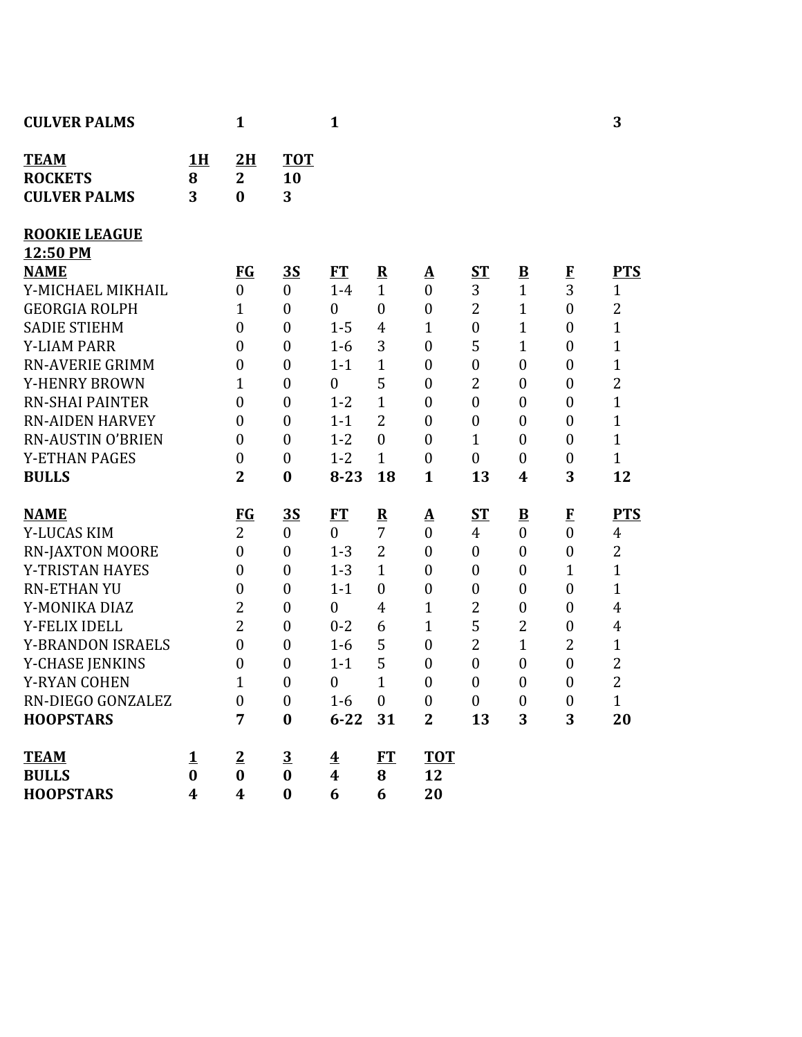| CULVER PALMS | | 1 | | 1 | | | | | | 3 |
|---|---|---|---|---|---|---|---|---|---|---|

| TEAM | 1H | 2H | TOT |
|---|---|---|---|
| **ROCKETS** | **8** | **2** | **10** |
| **CULVER PALMS** | **3** | **0** | **3** |

**ROOKIE LEAGUE**
**12:50 PM**

| NAME | FG | 3S | FT | R | A | ST | B | F | PTS |
|---|---|---|---|---|---|---|---|---|---|
| Y-MICHAEL MIKHAIL | 0 | 0 | 1-4 | 1 | 0 | 3 | 1 | 3 | 1 |
| GEORGIA ROLPH | 1 | 0 | 0 | 0 | 0 | 2 | 1 | 0 | 2 |
| SADIE STIEHM | 0 | 0 | 1-5 | 4 | 1 | 0 | 1 | 0 | 1 |
| Y-LIAM PARR | 0 | 0 | 1-6 | 3 | 0 | 5 | 1 | 0 | 1 |
| RN-AVERIE GRIMM | 0 | 0 | 1-1 | 1 | 0 | 0 | 0 | 0 | 1 |
| Y-HENRY BROWN | 1 | 0 | 0 | 5 | 0 | 2 | 0 | 0 | 2 |
| RN-SHAI PAINTER | 0 | 0 | 1-2 | 1 | 0 | 0 | 0 | 0 | 1 |
| RN-AIDEN HARVEY | 0 | 0 | 1-1 | 2 | 0 | 0 | 0 | 0 | 1 |
| RN-AUSTIN O'BRIEN | 0 | 0 | 1-2 | 0 | 0 | 1 | 0 | 0 | 1 |
| Y-ETHAN PAGES | 0 | 0 | 1-2 | 1 | 0 | 0 | 0 | 0 | 1 |
| **BULLS** | **2** | **0** | **8-23** | **18** | **1** | **13** | **4** | **3** | **12** |

| NAME | FG | 3S | FT | R | A | ST | B | F | PTS |
|---|---|---|---|---|---|---|---|---|---|
| Y-LUCAS KIM | 2 | 0 | 0 | 7 | 0 | 4 | 0 | 0 | 4 |
| RN-JAXTON MOORE | 0 | 0 | 1-3 | 2 | 0 | 0 | 0 | 0 | 2 |
| Y-TRISTAN HAYES | 0 | 0 | 1-3 | 1 | 0 | 0 | 0 | 1 | 1 |
| RN-ETHAN YU | 0 | 0 | 1-1 | 0 | 0 | 0 | 0 | 0 | 1 |
| Y-MONIKA DIAZ | 2 | 0 | 0 | 4 | 1 | 2 | 0 | 0 | 4 |
| Y-FELIX IDELL | 2 | 0 | 0-2 | 6 | 1 | 5 | 2 | 0 | 4 |
| Y-BRANDON ISRAELS | 0 | 0 | 1-6 | 5 | 0 | 2 | 1 | 2 | 1 |
| Y-CHASE JENKINS | 0 | 0 | 1-1 | 5 | 0 | 0 | 0 | 0 | 2 |
| Y-RYAN COHEN | 1 | 0 | 0 | 1 | 0 | 0 | 0 | 0 | 2 |
| RN-DIEGO GONZALEZ | 0 | 0 | 1-6 | 0 | 0 | 0 | 0 | 0 | 1 |
| **HOOPSTARS** | **7** | **0** | **6-22** | **31** | **2** | **13** | **3** | **3** | **20** |

| TEAM | 1 | 2 | 3 | 4 | FT | TOT |
|---|---|---|---|---|---|---|
| **BULLS** | **0** | **0** | **0** | **4** | **8** | **12** |
| **HOOPSTARS** | **4** | **4** | **0** | **6** | **6** | **20** |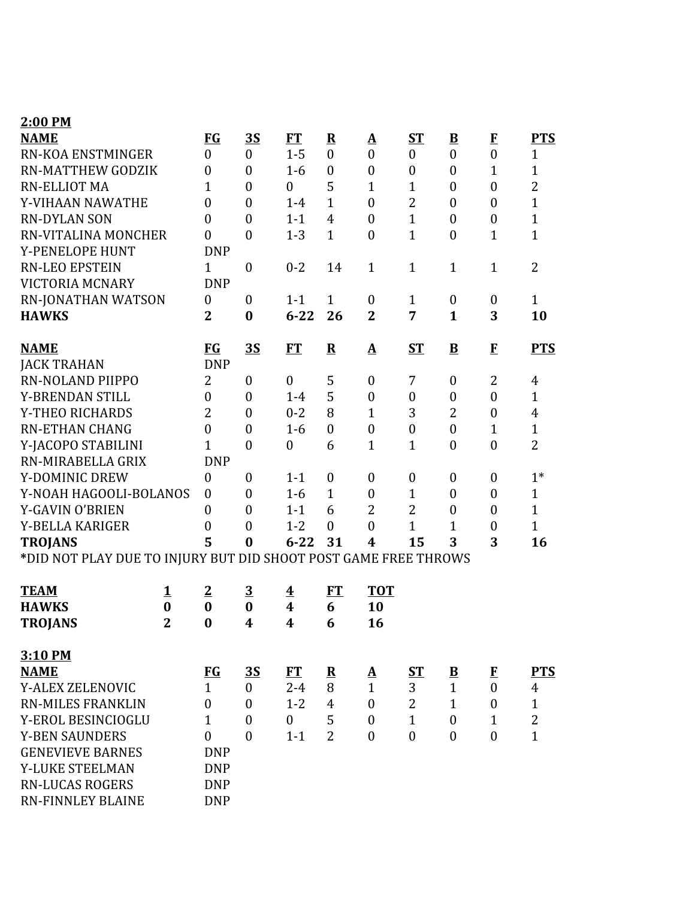**2:00 PM**

| **NAME** | **FG** | **3S** | **FT** | **R** | **A** | **ST** | **B** | **F** | **PTS** |
|---|---|---|---|---|---|---|---|---|---|
| RN-KOA ENSTMINGER | 0 | 0 | 1-5 | 0 | 0 | 0 | 0 | 0 | 1 |
| RN-MATTHEW GODZIK | 0 | 0 | 1-6 | 0 | 0 | 0 | 0 | 1 | 1 |
| RN-ELLIOT MA | 1 | 0 | 0 | 5 | 1 | 1 | 0 | 0 | 2 |
| Y-VIHAAN NAWATHE | 0 | 0 | 1-4 | 1 | 0 | 2 | 0 | 0 | 1 |
| RN-DYLAN SON | 0 | 0 | 1-1 | 4 | 0 | 1 | 0 | 0 | 1 |
| RN-VITALINA MONCHER | 0 | 0 | 1-3 | 1 | 0 | 1 | 0 | 1 | 1 |
| Y-PENELOPE HUNT | DNP | | | | | | | | |
| RN-LEO EPSTEIN | 1 | 0 | 0-2 | 14 | 1 | 1 | 1 | 1 | 2 |
| VICTORIA MCNARY | DNP | | | | | | | | |
| RN-JONATHAN WATSON | 0 | 0 | 1-1 | 1 | 0 | 1 | 0 | 0 | 1 |
| **HAWKS** | **2** | **0** | **6-22** | **26** | **2** | **7** | **1** | **3** | **10** |

| **NAME** | **FG** | **3S** | **FT** | **R** | **A** | **ST** | **B** | **F** | **PTS** |
|---|---|---|---|---|---|---|---|---|---|
| JACK TRAHAN | DNP | | | | | | | | |
| RN-NOLAND PIIPPO | 2 | 0 | 0 | 5 | 0 | 7 | 0 | 2 | 4 |
| Y-BRENDAN STILL | 0 | 0 | 1-4 | 5 | 0 | 0 | 0 | 0 | 1 |
| Y-THEO RICHARDS | 2 | 0 | 0-2 | 8 | 1 | 3 | 2 | 0 | 4 |
| RN-ETHAN CHANG | 0 | 0 | 1-6 | 0 | 0 | 0 | 0 | 1 | 1 |
| Y-JACOPO STABILINI | 1 | 0 | 0 | 6 | 1 | 1 | 0 | 0 | 2 |
| RN-MIRABELLA GRIX | DNP | | | | | | | | |
| Y-DOMINIC DREW | 0 | 0 | 1-1 | 0 | 0 | 0 | 0 | 0 | 1* |
| Y-NOAH HAGOOLI-BOLANOS | 0 | 0 | 1-6 | 1 | 0 | 1 | 0 | 0 | 1 |
| Y-GAVIN O'BRIEN | 0 | 0 | 1-1 | 6 | 2 | 2 | 0 | 0 | 1 |
| Y-BELLA KARIGER | 0 | 0 | 1-2 | 0 | 0 | 1 | 1 | 0 | 1 |
| **TROJANS** | **5** | **0** | **6-22** | **31** | **4** | **15** | **3** | **3** | **16** |

**\***DID NOT PLAY DUE TO INJURY BUT DID SHOOT POST GAME FREE THROWS

| **TEAM** | **1** | **2** | **3** | **4** | **FT** | **TOT** |
|---|---|---|---|---|---|---|
| **HAWKS** | **0** | **0** | **0** | **4** | **6** | **10** |
| **TROJANS** | **2** | **0** | **4** | **4** | **6** | **16** |

**3:10 PM**

| **NAME** | **FG** | **3S** | **FT** | **R** | **A** | **ST** | **B** | **F** | **PTS** |
|---|---|---|---|---|---|---|---|---|---|
| Y-ALEX ZELENOVIC | 1 | 0 | 2-4 | 8 | 1 | 3 | 1 | 0 | 4 |
| RN-MILES FRANKLIN | 0 | 0 | 1-2 | 4 | 0 | 2 | 1 | 0 | 1 |
| Y-EROL BESINCIOGLU | 1 | 0 | 0 | 5 | 0 | 1 | 0 | 1 | 2 |
| Y-BEN SAUNDERS | 0 | 0 | 1-1 | 2 | 0 | 0 | 0 | 0 | 1 |
| GENEVIEVE BARNES | DNP | | | | | | | | |
| Y-LUKE STEELMAN | DNP | | | | | | | | |
| RN-LUCAS ROGERS | DNP | | | | | | | | |
| RN-FINNLEY BLAINE | DNP | | | | | | | | |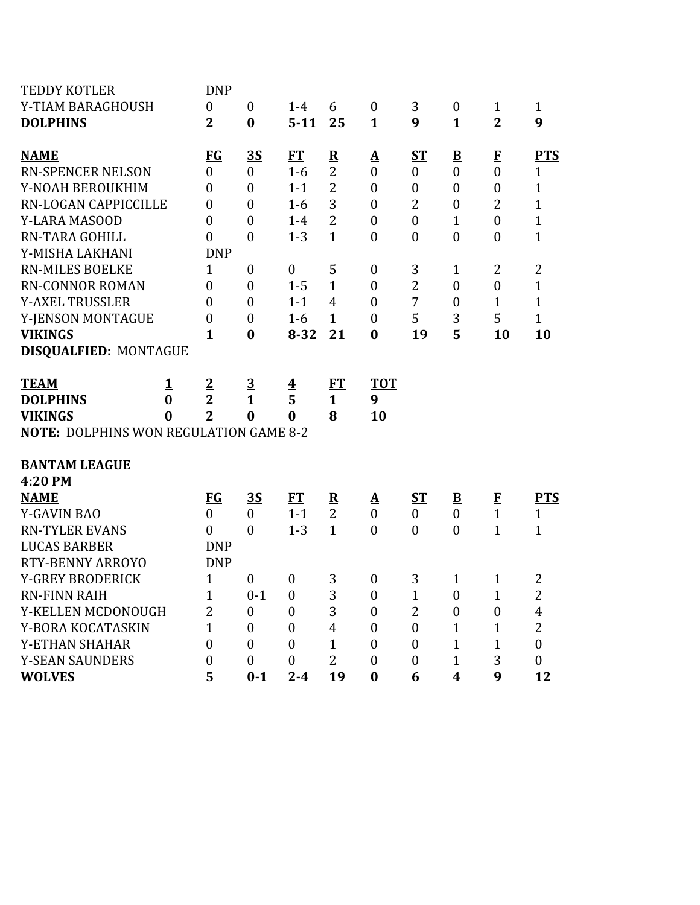| | FG | 3S | FT | R | A | ST | B | F | PTS |
|---|---|---|---|---|---|---|---|---|---|
| TEDDY KOTLER | DNP | | | | | | | | |
| Y-TIAM BARAGHOUSH | 0 | 0 | 1-4 | 6 | 0 | 3 | 0 | 1 | 1 |
| **DOLPHINS** | **2** | **0** | **5-11** | **25** | **1** | **9** | **1** | **2** | **9** |

| NAME | FG | 3S | FT | R | A | ST | B | F | PTS |
|---|---|---|---|---|---|---|---|---|---|
| RN-SPENCER NELSON | 0 | 0 | 1-6 | 2 | 0 | 0 | 0 | 0 | 1 |
| Y-NOAH BEROUKHIM | 0 | 0 | 1-1 | 2 | 0 | 0 | 0 | 0 | 1 |
| RN-LOGAN CAPPICCILLE | 0 | 0 | 1-6 | 3 | 0 | 2 | 0 | 2 | 1 |
| Y-LARA MASOOD | 0 | 0 | 1-4 | 2 | 0 | 0 | 1 | 0 | 1 |
| RN-TARA GOHILL | 0 | 0 | 1-3 | 1 | 0 | 0 | 0 | 0 | 1 |
| Y-MISHA LAKHANI | DNP | | | | | | | | |
| RN-MILES BOELKE | 1 | 0 | 0 | 5 | 0 | 3 | 1 | 2 | 2 |
| RN-CONNOR ROMAN | 0 | 0 | 1-5 | 1 | 0 | 2 | 0 | 0 | 1 |
| Y-AXEL TRUSSLER | 0 | 0 | 1-1 | 4 | 0 | 7 | 0 | 1 | 1 |
| Y-JENSON MONTAGUE | 0 | 0 | 1-6 | 1 | 0 | 5 | 3 | 5 | 1 |
| **VIKINGS** | **1** | **0** | **8-32** | **21** | **0** | **19** | **5** | **10** | **10** |

**DISQUALFIED:** MONTAGUE

| TEAM | 1 | 2 | 3 | 4 | FT | TOT |
|---|---|---|---|---|---|---|
| **DOLPHINS** | **0** | **2** | **1** | **5** | **1** | **9** |
| **VIKINGS** | **0** | **2** | **0** | **0** | **8** | **10** |

**NOTE:** DOLPHINS WON REGULATION GAME 8-2

**BANTAM LEAGUE**

**4:20 PM**

| NAME | FG | 3S | FT | R | A | ST | B | F | PTS |
|---|---|---|---|---|---|---|---|---|---|
| Y-GAVIN BAO | 0 | 0 | 1-1 | 2 | 0 | 0 | 0 | 1 | 1 |
| RN-TYLER EVANS | 0 | 0 | 1-3 | 1 | 0 | 0 | 0 | 1 | 1 |
| LUCAS BARBER | DNP | | | | | | | | |
| RTY-BENNY ARROYO | DNP | | | | | | | | |
| Y-GREY BRODERICK | 1 | 0 | 0 | 3 | 0 | 3 | 1 | 1 | 2 |
| RN-FINN RAIH | 1 | 0-1 | 0 | 3 | 0 | 1 | 0 | 1 | 2 |
| Y-KELLEN MCDONOUGH | 2 | 0 | 0 | 3 | 0 | 2 | 0 | 0 | 4 |
| Y-BORA KOCATASKIN | 1 | 0 | 0 | 4 | 0 | 0 | 1 | 1 | 2 |
| Y-ETHAN SHAHAR | 0 | 0 | 0 | 1 | 0 | 0 | 1 | 1 | 0 |
| Y-SEAN SAUNDERS | 0 | 0 | 0 | 2 | 0 | 0 | 1 | 3 | 0 |
| **WOLVES** | **5** | **0-1** | **2-4** | **19** | **0** | **6** | **4** | **9** | **12** |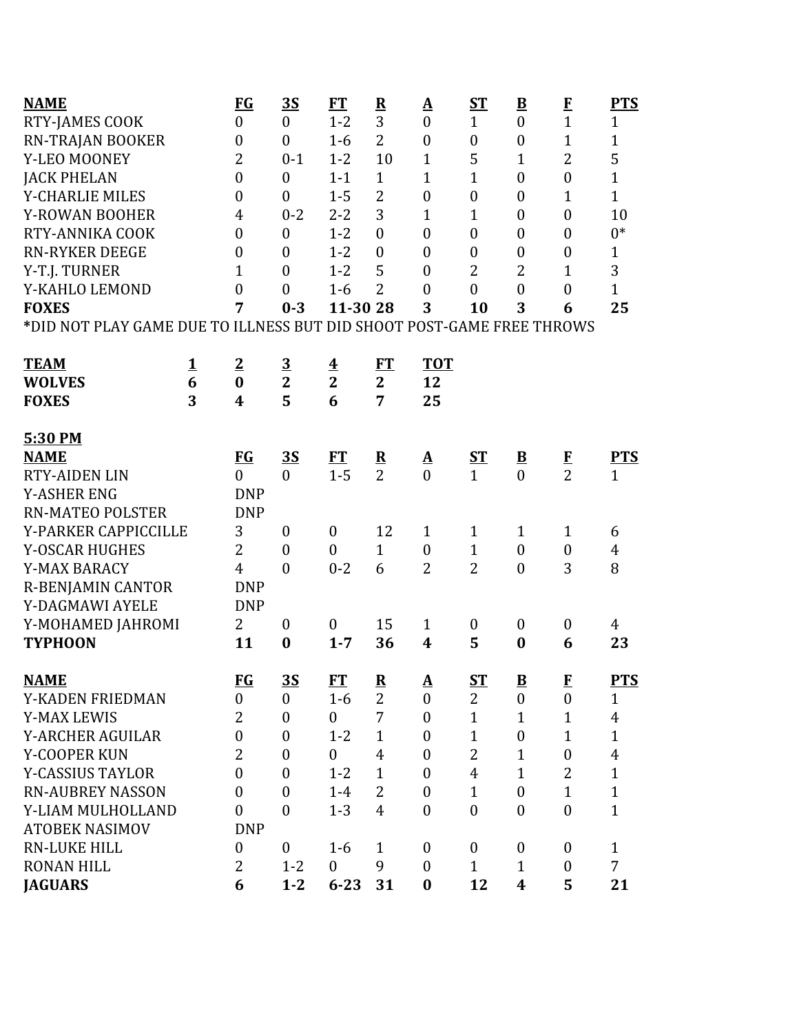| NAME | FG | 3S | FT | R | A | ST | B | F | PTS |
|---|---|---|---|---|---|---|---|---|---|
| RTY-JAMES COOK | 0 | 0 | 1-2 | 3 | 0 | 1 | 0 | 1 | 1 |
| RN-TRAJAN BOOKER | 0 | 0 | 1-6 | 2 | 0 | 0 | 0 | 1 | 1 |
| Y-LEO MOONEY | 2 | 0-1 | 1-2 | 10 | 1 | 5 | 1 | 2 | 5 |
| JACK PHELAN | 0 | 0 | 1-1 | 1 | 1 | 1 | 0 | 0 | 1 |
| Y-CHARLIE MILES | 0 | 0 | 1-5 | 2 | 0 | 0 | 0 | 1 | 1 |
| Y-ROWAN BOOHER | 4 | 0-2 | 2-2 | 3 | 1 | 1 | 0 | 0 | 10 |
| RTY-ANNIKA COOK | 0 | 0 | 1-2 | 0 | 0 | 0 | 0 | 0 | 0* |
| RN-RYKER DEEGE | 0 | 0 | 1-2 | 0 | 0 | 0 | 0 | 0 | 1 |
| Y-T.J. TURNER | 1 | 0 | 1-2 | 5 | 0 | 2 | 2 | 1 | 3 |
| Y-KAHLO LEMOND | 0 | 0 | 1-6 | 2 | 0 | 0 | 0 | 0 | 1 |
| **FOXES** | **7** | **0-3** | **11-30** | **28** | **3** | **10** | **3** | **6** | **25** |

*DID NOT PLAY GAME DUE TO ILLNESS BUT DID SHOOT POST-GAME FREE THROWS

| TEAM | 1 | 2 | 3 | 4 | FT | TOT |
|---|---|---|---|---|---|---|
| **WOLVES** | **6** | **0** | **2** | **2** | **2** | **12** |
| **FOXES** | **3** | **4** | **5** | **6** | **7** | **25** |

**5:30 PM**

| NAME | FG | 3S | FT | R | A | ST | B | F | PTS |
|---|---|---|---|---|---|---|---|---|---|
| RTY-AIDEN LIN | 0 | 0 | 1-5 | 2 | 0 | 1 | 0 | 2 | 1 |
| Y-ASHER ENG | DNP | | | | | | | | |
| RN-MATEO POLSTER | DNP | | | | | | | | |
| Y-PARKER CAPPICCILLE | 3 | 0 | 0 | 12 | 1 | 1 | 1 | 1 | 6 |
| Y-OSCAR HUGHES | 2 | 0 | 0 | 1 | 0 | 1 | 0 | 0 | 4 |
| Y-MAX BARACY | 4 | 0 | 0-2 | 6 | 2 | 2 | 0 | 3 | 8 |
| R-BENJAMIN CANTOR | DNP | | | | | | | | |
| Y-DAGMAWI AYELE | DNP | | | | | | | | |
| Y-MOHAMED JAHROMI | 2 | 0 | 0 | 15 | 1 | 0 | 0 | 0 | 4 |
| **TYPHOON** | **11** | **0** | **1-7** | **36** | **4** | **5** | **0** | **6** | **23** |

| NAME | FG | 3S | FT | R | A | ST | B | F | PTS |
|---|---|---|---|---|---|---|---|---|---|
| Y-KADEN FRIEDMAN | 0 | 0 | 1-6 | 2 | 0 | 2 | 0 | 0 | 1 |
| Y-MAX LEWIS | 2 | 0 | 0 | 7 | 0 | 1 | 1 | 1 | 4 |
| Y-ARCHER AGUILAR | 0 | 0 | 1-2 | 1 | 0 | 1 | 0 | 1 | 1 |
| Y-COOPER KUN | 2 | 0 | 0 | 4 | 0 | 2 | 1 | 0 | 4 |
| Y-CASSIUS TAYLOR | 0 | 0 | 1-2 | 1 | 0 | 4 | 1 | 2 | 1 |
| RN-AUBREY NASSON | 0 | 0 | 1-4 | 2 | 0 | 1 | 0 | 1 | 1 |
| Y-LIAM MULHOLLAND | 0 | 0 | 1-3 | 4 | 0 | 0 | 0 | 0 | 1 |
| ATOBEK NASIMOV | DNP | | | | | | | | |
| RN-LUKE HILL | 0 | 0 | 1-6 | 1 | 0 | 0 | 0 | 0 | 1 |
| RONAN HILL | 2 | 1-2 | 0 | 9 | 0 | 1 | 1 | 0 | 7 |
| **JAGUARS** | **6** | **1-2** | **6-23** | **31** | **0** | **12** | **4** | **5** | **21** |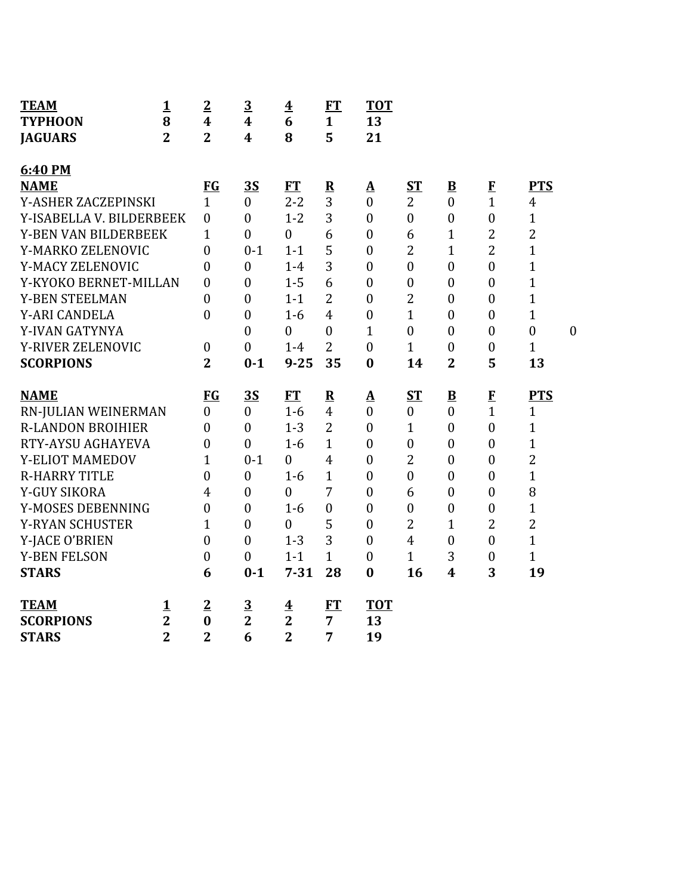| TEAM | 1 | 2 | 3 | 4 | FT | TOT |
|---|---|---|---|---|---|---|
| **TYPHOON** | **8** | **4** | **4** | **6** | **1** | **13** |
| **JAGUARS** | **2** | **2** | **4** | **8** | **5** | **21** |

**6:40 PM**

| NAME | FG | 3S | FT | R | A | ST | B | F | PTS | |
|---|---|---|---|---|---|---|---|---|---|---|
| Y-ASHER ZACZEPINSKI | 1 | 0 | 2-2 | 3 | 0 | 2 | 0 | 1 | 4 | |
| Y-ISABELLA V. BILDERBEEK | 0 | 0 | 1-2 | 3 | 0 | 0 | 0 | 0 | 1 | |
| Y-BEN VAN BILDERBEEK | 1 | 0 | 0 | 6 | 0 | 6 | 1 | 2 | 2 | |
| Y-MARKO ZELENOVIC | 0 | 0-1 | 1-1 | 5 | 0 | 2 | 1 | 2 | 1 | |
| Y-MACY ZELENOVIC | 0 | 0 | 1-4 | 3 | 0 | 0 | 0 | 0 | 1 | |
| Y-KYOKO BERNET-MILLAN | 0 | 0 | 1-5 | 6 | 0 | 0 | 0 | 0 | 1 | |
| Y-BEN STEELMAN | 0 | 0 | 1-1 | 2 | 0 | 2 | 0 | 0 | 1 | |
| Y-ARI CANDELA | 0 | 0 | 1-6 | 4 | 0 | 1 | 0 | 0 | 1 | |
| Y-IVAN GATYNYA | | 0 | 0 | 0 | 1 | 0 | 0 | 0 | 0 | 0 |
| Y-RIVER ZELENOVIC | 0 | 0 | 1-4 | 2 | 0 | 1 | 0 | 0 | 1 | |
| **SCORPIONS** | **2** | **0-1** | **9-25** | **35** | **0** | **14** | **2** | **5** | **13** | |

| NAME | FG | 3S | FT | R | A | ST | B | F | PTS |
|---|---|---|---|---|---|---|---|---|---|
| RN-JULIAN WEINERMAN | 0 | 0 | 1-6 | 4 | 0 | 0 | 0 | 1 | 1 |
| R-LANDON BROIHIER | 0 | 0 | 1-3 | 2 | 0 | 1 | 0 | 0 | 1 |
| RTY-AYSU AGHAYEVA | 0 | 0 | 1-6 | 1 | 0 | 0 | 0 | 0 | 1 |
| Y-ELIOT MAMEDOV | 1 | 0-1 | 0 | 4 | 0 | 2 | 0 | 0 | 2 |
| R-HARRY TITLE | 0 | 0 | 1-6 | 1 | 0 | 0 | 0 | 0 | 1 |
| Y-GUY SIKORA | 4 | 0 | 0 | 7 | 0 | 6 | 0 | 0 | 8 |
| Y-MOSES DEBENNING | 0 | 0 | 1-6 | 0 | 0 | 0 | 0 | 0 | 1 |
| Y-RYAN SCHUSTER | 1 | 0 | 0 | 5 | 0 | 2 | 1 | 2 | 2 |
| Y-JACE O'BRIEN | 0 | 0 | 1-3 | 3 | 0 | 4 | 0 | 0 | 1 |
| Y-BEN FELSON | 0 | 0 | 1-1 | 1 | 0 | 1 | 3 | 0 | 1 |
| **STARS** | **6** | **0-1** | **7-31** | **28** | **0** | **16** | **4** | **3** | **19** |

| TEAM | 1 | 2 | 3 | 4 | FT | TOT |
|---|---|---|---|---|---|---|
| **SCORPIONS** | **2** | **0** | **2** | **2** | **7** | **13** |
| **STARS** | **2** | **2** | **6** | **2** | **7** | **19** |